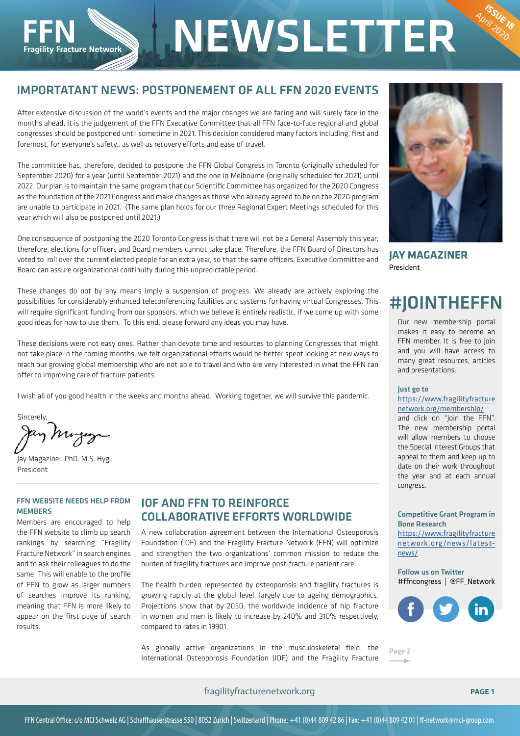# FFN NEWSLETTER

Fragility Fracture Network

ISSUE 18 April 2020

## IMPORTATANT NEWS: POSTPONEMENT OF ALL FFN 2020 EVENTS

After extensive discussion of the world's events and the major changes we are facing and will surely face in the months ahead, it is the judgement of the FFN Executive Committee that all FFN face-to-face regional and global congresses should be postponed until sometime in 2021. This decision considered many factors including, first and foremost, for everyone's safety,, as well as recovery efforts and ease of travel.

The committee has, therefore, decided to postpone the FFN Global Congress in Toronto (originally scheduled for September 2020) for a year (until September 2021) and the one in Melbourne (originally scheduled for 2021) until 2022. Our plan is to maintain the same program that our Scientific Committee has organized for the 2020 Congress as the foundation of the 2021 Congress and make changes as those who already agreed to be on the 2020 program are unable to participate in 2021. (The same plan holds for our three Regional Expert Meetings scheduled for this year which will also be postponed until 2021.)

One consequence of postponing the 2020 Toronto Congress is that there will not be a General Assembly this year; therefore, elections for officers and Board members cannot take place. Therefore, the FFN Board of Directors has voted to roll over the current elected people for an extra year, so that the same officers, Executive Committee and Board can assure organizational continuity during this unpredictable period.

These changes do not by any means imply a suspension of progress. We already are actively exploring the possibilities for considerably enhanced teleconferencing facilities and systems for having virtual Congresses. This will require significant funding from our sponsors, which we believe is entirely realistic, if we come up with some good ideas for how to use them. To this end, please forward any ideas you may have.

These decisions were not easy ones. Rather than devote time and resources to planning Congresses that might not take place in the coming months, we felt organizational efforts would be better spent looking at new ways to reach our growing global membership who are not able to travel and who are very interested in what the FFN can offer to improving care of fracture patients.

I wish all of you good health in the weeks and months ahead. Working together, we will survive this pandemic.

Sincerely,

Jay Magaziner, PhD, M.S. Hyg.
President

**JAY MAGAZINER**
President

## #JOINTHEFFN

Our new membership portal makes it easy to become an FFN member. It is free to join and you will have access to many great resources, articles and presentations.

**Just go to**
https://www.fragilityfracturenetwork.org/membership/
and click on "Join the FFN". The new membership portal will allow members to choose the Special Interest Groups that appeal to them and keep up to date on their work throughout the year and at each annual congress.

**Competitive Grant Program in Bone Research**
https://www.fragilityfracturenetwork.org/news/latest-news/

**Follow us on Twitter**
#ffncongress | @FF_Network

### FFN WEBSITE NEEDS HELP FROM MEMBERS

Members are encouraged to help the FFN website to climb up search rankings by searching "Fragility Fracture Network" in search engines and to ask their colleagues to do the same. This will enable to the profile of FFN to grow as larger numbers of searches improve its ranking, meaning that FFN is more likely to appear on the first page of search results.

## IOF AND FFN TO REINFORCE COLLABORATIVE EFFORTS WORLDWIDE

A new collaboration agreement between the International Osteoporosis Foundation (IOF) and the Fragility Fracture Network (FFN) will optimize and strengthen the two organizations' common mission to reduce the burden of fragility fractures and improve post-fracture patient care.

The health burden represented by osteoporosis and fragility fractures is growing rapidly at the global level, largely due to ageing demographics. Projections show that by 2050, the worldwide incidence of hip fracture in women and men is likely to increase by 240% and 310% respectively, compared to rates in 19901.

As globally active organizations in the musculoskeletal field, the International Osteoporosis Foundation (IOF) and the Fragility Fracture

Page 2

fragilityfracturenetwork.org

FFN Central Office: c/o MCI Schweiz AG | Schaffhauserstrasse 550 | 8052 Zurich | Switzerland | Phone: +41 (0)44 809 42 86 | Fax: +41 (0)44 809 42 01 | ff-network@mci-group.com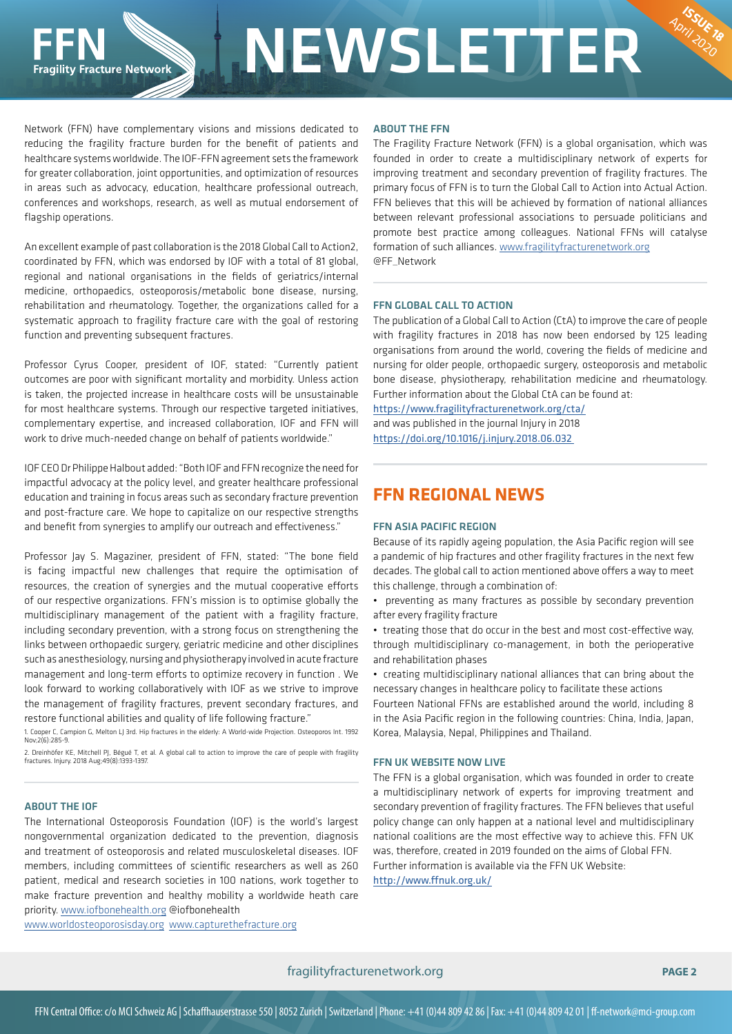Network (FFN) have complementary visions and missions dedicated to reducing the fragility fracture burden for the benefit of patients and healthcare systems worldwide. The IOF-FFN agreement sets the framework for greater collaboration, joint opportunities, and optimization of resources in areas such as advocacy, education, healthcare professional outreach, conferences and workshops, research, as well as mutual endorsement of flagship operations.

An excellent example of past collaboration is the 2018 Global Call to Action2, coordinated by FFN, which was endorsed by IOF with a total of 81 global, regional and national organisations in the fields of geriatrics/internal medicine, orthopaedics, osteoporosis/metabolic bone disease, nursing, rehabilitation and rheumatology. Together, the organizations called for a systematic approach to fragility fracture care with the goal of restoring function and preventing subsequent fractures.

Professor Cyrus Cooper, president of IOF, stated: "Currently patient outcomes are poor with significant mortality and morbidity. Unless action is taken, the projected increase in healthcare costs will be unsustainable for most healthcare systems. Through our respective targeted initiatives, complementary expertise, and increased collaboration, IOF and FFN will work to drive much-needed change on behalf of patients worldwide."

IOF CEO Dr Philippe Halbout added: "Both IOF and FFN recognize the need for impactful advocacy at the policy level, and greater healthcare professional education and training in focus areas such as secondary fracture prevention and post-fracture care. We hope to capitalize on our respective strengths and benefit from synergies to amplify our outreach and effectiveness."

Professor Jay S. Magaziner, president of FFN, stated: "The bone field is facing impactful new challenges that require the optimisation of resources, the creation of synergies and the mutual cooperative efforts of our respective organizations. FFN's mission is to optimise globally the multidisciplinary management of the patient with a fragility fracture, including secondary prevention, with a strong focus on strengthening the links between orthopaedic surgery, geriatric medicine and other disciplines such as anesthesiology, nursing and physiotherapy involved in acute fracture management and long-term efforts to optimize recovery in function . We look forward to working collaboratively with IOF as we strive to improve the management of fragility fractures, prevent secondary fractures, and restore functional abilities and quality of life following fracture."

1. Cooper C, Campion G, Melton LJ 3rd. Hip fractures in the elderly: A World-wide Projection. Osteoporos Int. 1992 Nov;2(6):285-9.

2. Dreinhöfer KE, Mitchell PJ, Bégué T, et al. A global call to action to improve the care of people with fragility fractures. Injury. 2018 Aug;49(8):1393-1397.

### ABOUT THE IOF

The International Osteoporosis Foundation (IOF) is the world's largest nongovernmental organization dedicated to the prevention, diagnosis and treatment of osteoporosis and related musculoskeletal diseases. IOF members, including committees of scientific researchers as well as 260 patient, medical and research societies in 100 nations, work together to make fracture prevention and healthy mobility a worldwide heath care priority. www.iofbonehealth.org @iofbonehealth
www.worldosteoporosisday.org www.capturethefracture.org

### ABOUT THE FFN

The Fragility Fracture Network (FFN) is a global organisation, which was founded in order to create a multidisciplinary network of experts for improving treatment and secondary prevention of fragility fractures. The primary focus of FFN is to turn the Global Call to Action into Actual Action. FFN believes that this will be achieved by formation of national alliances between relevant professional associations to persuade politicians and promote best practice among colleagues. National FFNs will catalyse formation of such alliances. www.fragilityfracturenetwork.org
@FF_Network

### FFN GLOBAL CALL TO ACTION

The publication of a Global Call to Action (CtA) to improve the care of people with fragility fractures in 2018 has now been endorsed by 125 leading organisations from around the world, covering the fields of medicine and nursing for older people, orthopaedic surgery, osteoporosis and metabolic bone disease, physiotherapy, rehabilitation medicine and rheumatology. Further information about the Global CtA can be found at:
https://www.fragilityfracturenetwork.org/cta/
and was published in the journal Injury in 2018
https://doi.org/10.1016/j.injury.2018.06.032

## FFN REGIONAL NEWS

### FFN ASIA PACIFIC REGION

Because of its rapidly ageing population, the Asia Pacific region will see a pandemic of hip fractures and other fragility fractures in the next few decades. The global call to action mentioned above offers a way to meet this challenge, through a combination of:

- preventing as many fractures as possible by secondary prevention after every fragility fracture
- treating those that do occur in the best and most cost-effective way, through multidisciplinary co-management, in both the perioperative and rehabilitation phases
- creating multidisciplinary national alliances that can bring about the necessary changes in healthcare policy to facilitate these actions

Fourteen National FFNs are established around the world, including 8 in the Asia Pacific region in the following countries: China, India, Japan, Korea, Malaysia, Nepal, Philippines and Thailand.

### FFN UK WEBSITE NOW LIVE

The FFN is a global organisation, which was founded in order to create a multidisciplinary network of experts for improving treatment and secondary prevention of fragility fractures. The FFN believes that useful policy change can only happen at a national level and multidisciplinary national coalitions are the most effective way to achieve this. FFN UK was, therefore, created in 2019 founded on the aims of Global FFN. Further information is available via the FFN UK Website:
http://www.ffnuk.org.uk/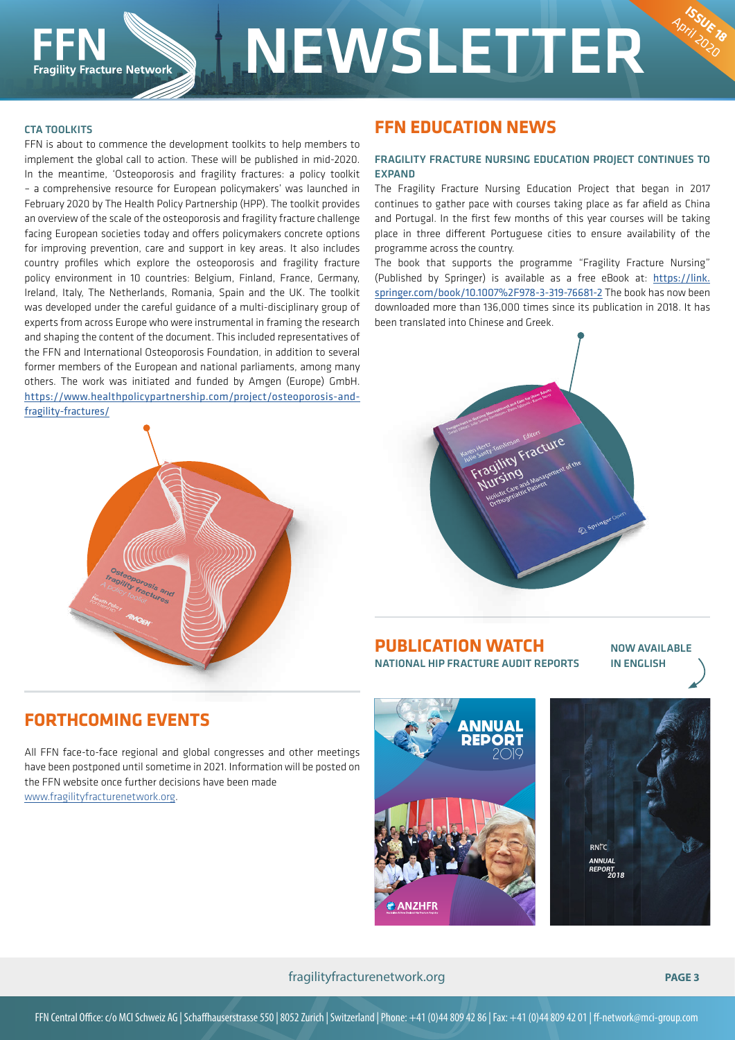### CTA TOOLKITS

FFN is about to commence the development toolkits to help members to implement the global call to action. These will be published in mid-2020. In the meantime, 'Osteoporosis and fragility fractures: a policy toolkit – a comprehensive resource for European policymakers' was launched in February 2020 by The Health Policy Partnership (HPP). The toolkit provides an overview of the scale of the osteoporosis and fragility fracture challenge facing European societies today and offers policymakers concrete options for improving prevention, care and support in key areas. It also includes country profiles which explore the osteoporosis and fragility fracture policy environment in 10 countries: Belgium, Finland, France, Germany, Ireland, Italy, The Netherlands, Romania, Spain and the UK. The toolkit was developed under the careful guidance of a multi-disciplinary group of experts from across Europe who were instrumental in framing the research and shaping the content of the document. This included representatives of the FFN and International Osteoporosis Foundation, in addition to several former members of the European and national parliaments, among many others. The work was initiated and funded by Amgen (Europe) GmbH. https://www.healthpolicypartnership.com/project/osteoporosis-and-fragility-fractures/

## FORTHCOMING EVENTS

All FFN face-to-face regional and global congresses and other meetings have been postponed until sometime in 2021. Information will be posted on the FFN website once further decisions have been made www.fragilityfracturenetwork.org.

## FFN EDUCATION NEWS

### FRAGILITY FRACTURE NURSING EDUCATION PROJECT CONTINUES TO EXPAND

The Fragility Fracture Nursing Education Project that began in 2017 continues to gather pace with courses taking place as far afield as China and Portugal. In the first few months of this year courses will be taking place in three different Portuguese cities to ensure availability of the programme across the country.

The book that supports the programme "Fragility Fracture Nursing" (Published by Springer) is available as a free eBook at: https://link.springer.com/book/10.1007%2F978-3-319-76681-2 The book has now been downloaded more than 136,000 times since its publication in 2018. It has been translated into Chinese and Greek.

## PUBLICATION WATCH

### NATIONAL HIP FRACTURE AUDIT REPORTS

NOW AVAILABLE IN ENGLISH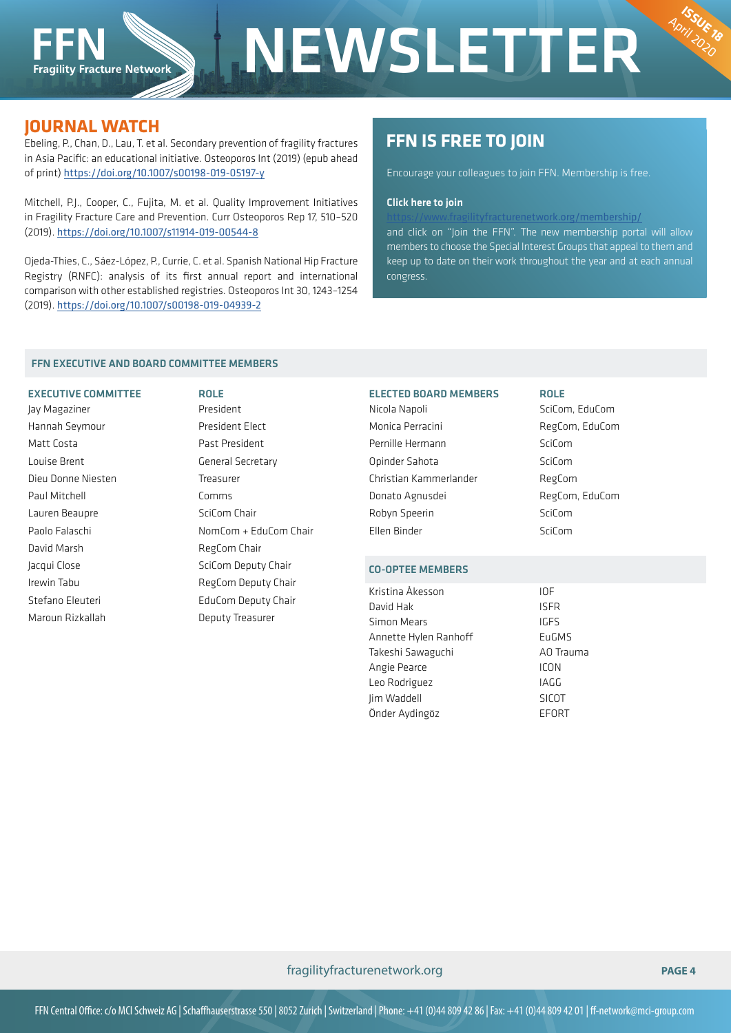## JOURNAL WATCH

Ebeling, P., Chan, D., Lau, T. et al. Secondary prevention of fragility fractures in Asia Pacific: an educational initiative. Osteoporos Int (2019) (epub ahead of print) https://doi.org/10.1007/s00198-019-05197-y

Mitchell, P.J., Cooper, C., Fujita, M. et al. Quality Improvement Initiatives in Fragility Fracture Care and Prevention. Curr Osteoporos Rep 17, 510–520 (2019). https://doi.org/10.1007/s11914-019-00544-8

Ojeda-Thies, C., Sáez-López, P., Currie, C. et al. Spanish National Hip Fracture Registry (RNFC): analysis of its first annual report and international comparison with other established registries. Osteoporos Int 30, 1243–1254 (2019). https://doi.org/10.1007/s00198-019-04939-2

## FFN IS FREE TO JOIN

Encourage your colleagues to join FFN. Membership is free.

**Click here to join**
https://www.fragilityfracturenetwork.org/membership/
and click on "Join the FFN". The new membership portal will allow members to choose the Special Interest Groups that appeal to them and keep up to date on their work throughout the year and at each annual congress.

### FFN EXECUTIVE AND BOARD COMMITTEE MEMBERS

| EXECUTIVE COMMITTEE | ROLE |
|---|---|
| Jay Magaziner | President |
| Hannah Seymour | President Elect |
| Matt Costa | Past President |
| Louise Brent | General Secretary |
| Dieu Donne Niesten | Treasurer |
| Paul Mitchell | Comms |
| Lauren Beaupre | SciCom Chair |
| Paolo Falaschi | NomCom + EduCom Chair |
| David Marsh | RegCom Chair |
| Jacqui Close | SciCom Deputy Chair |
| Irewin Tabu | RegCom Deputy Chair |
| Stefano Eleuteri | EduCom Deputy Chair |
| Maroun Rizkallah | Deputy Treasurer |

| ELECTED BOARD MEMBERS | ROLE |
|---|---|
| Nicola Napoli | SciCom, EduCom |
| Monica Perracini | RegCom, EduCom |
| Pernille Hermann | SciCom |
| Opinder Sahota | SciCom |
| Christian Kammerlander | RegCom |
| Donato Agnusdei | RegCom, EduCom |
| Robyn Speerin | SciCom |
| Ellen Binder | SciCom |

### CO-OPTEE MEMBERS

| | |
|---|---|
| Kristina Åkesson | IOF |
| David Hak | ISFR |
| Simon Mears | IGFS |
| Annette Hylen Ranhoff | EuGMS |
| Takeshi Sawaguchi | AO Trauma |
| Angie Pearce | ICON |
| Leo Rodriguez | IAGG |
| Jim Waddell | SICOT |
| Önder Aydingöz | EFORT |

fragilityfracturenetwork.org

FFN Central Office: c/o MCI Schweiz AG | Schaffhauserstrasse 550 | 8052 Zurich | Switzerland | Phone: +41 (0)44 809 42 86 | Fax: +41 (0)44 809 42 01 | ff-network@mci-group.com